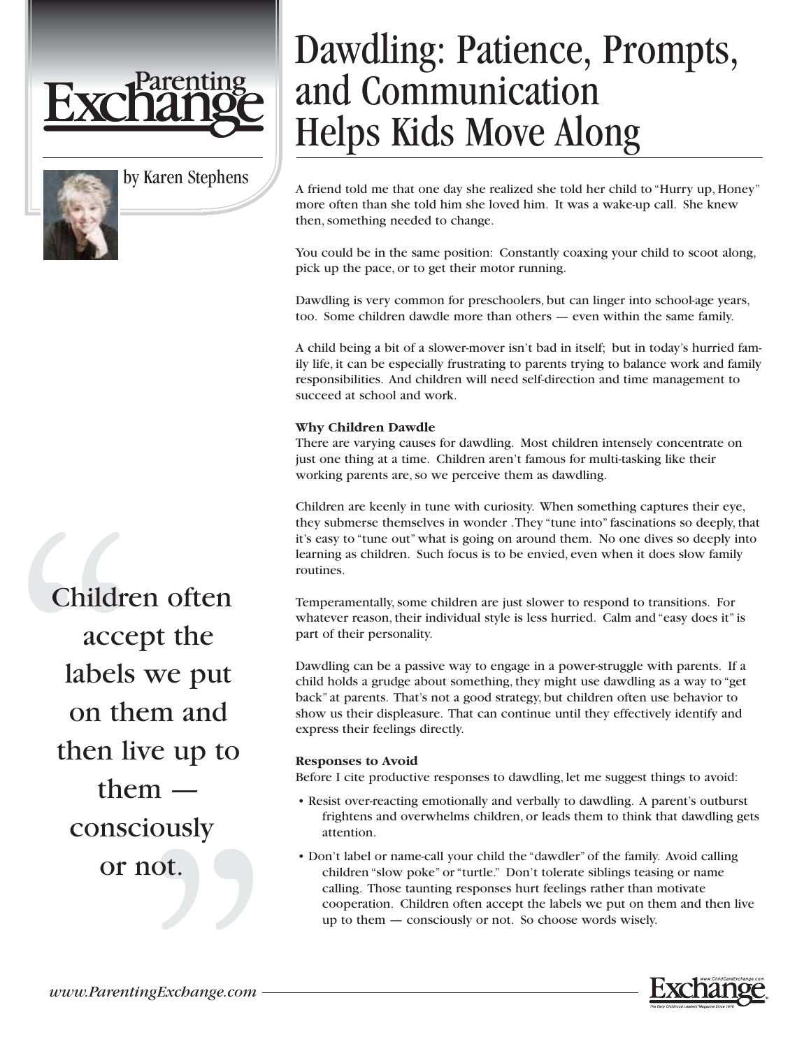# Dawdling: Patience, Prompts, and Communication Helps Kids Move Along

by Karen Stephens

A friend told me that one day she realized she told her child to "Hurry up, Honey" more often than she told him she loved him. It was a wake-up call. She knew then, something needed to change.

You could be in the same position: Constantly coaxing your child to scoot along, pick up the pace, or to get their motor running.

Dawdling is very common for preschoolers, but can linger into school-age years, too. Some children dawdle more than others — even within the same family.

A child being a bit of a slower-mover isn't bad in itself; but in today's hurried family life, it can be especially frustrating to parents trying to balance work and family responsibilities. And children will need self-direction and time management to succeed at school and work.

**Why Children Dawdle**

There are varying causes for dawdling. Most children intensely concentrate on just one thing at a time. Children aren't famous for multi-tasking like their working parents are, so we perceive them as dawdling.

Children are keenly in tune with curiosity. When something captures their eye, they submerse themselves in wonder .They "tune into" fascinations so deeply, that it's easy to "tune out" what is going on around them. No one dives so deeply into learning as children. Such focus is to be envied, even when it does slow family routines.

Temperamentally, some children are just slower to respond to transitions. For whatever reason, their individual style is less hurried. Calm and "easy does it" is part of their personality.

Dawdling can be a passive way to engage in a power-struggle with parents. If a child holds a grudge about something, they might use dawdling as a way to "get back" at parents. That's not a good strategy, but children often use behavior to show us their displeasure. That can continue until they effectively identify and express their feelings directly.

**Responses to Avoid**

Before I cite productive responses to dawdling, let me suggest things to avoid:

- Resist over-reacting emotionally and verbally to dawdling. A parent's outburst frightens and overwhelms children, or leads them to think that dawdling gets attention.
- Don't label or name-call your child the "dawdler" of the family. Avoid calling children "slow poke" or "turtle." Don't tolerate siblings teasing or name calling. Those taunting responses hurt feelings rather than motivate cooperation. Children often accept the labels we put on them and then live up to them — consciously or not. So choose words wisely.

> "Children often accept the labels we put on them and then live up to them — consciously or not."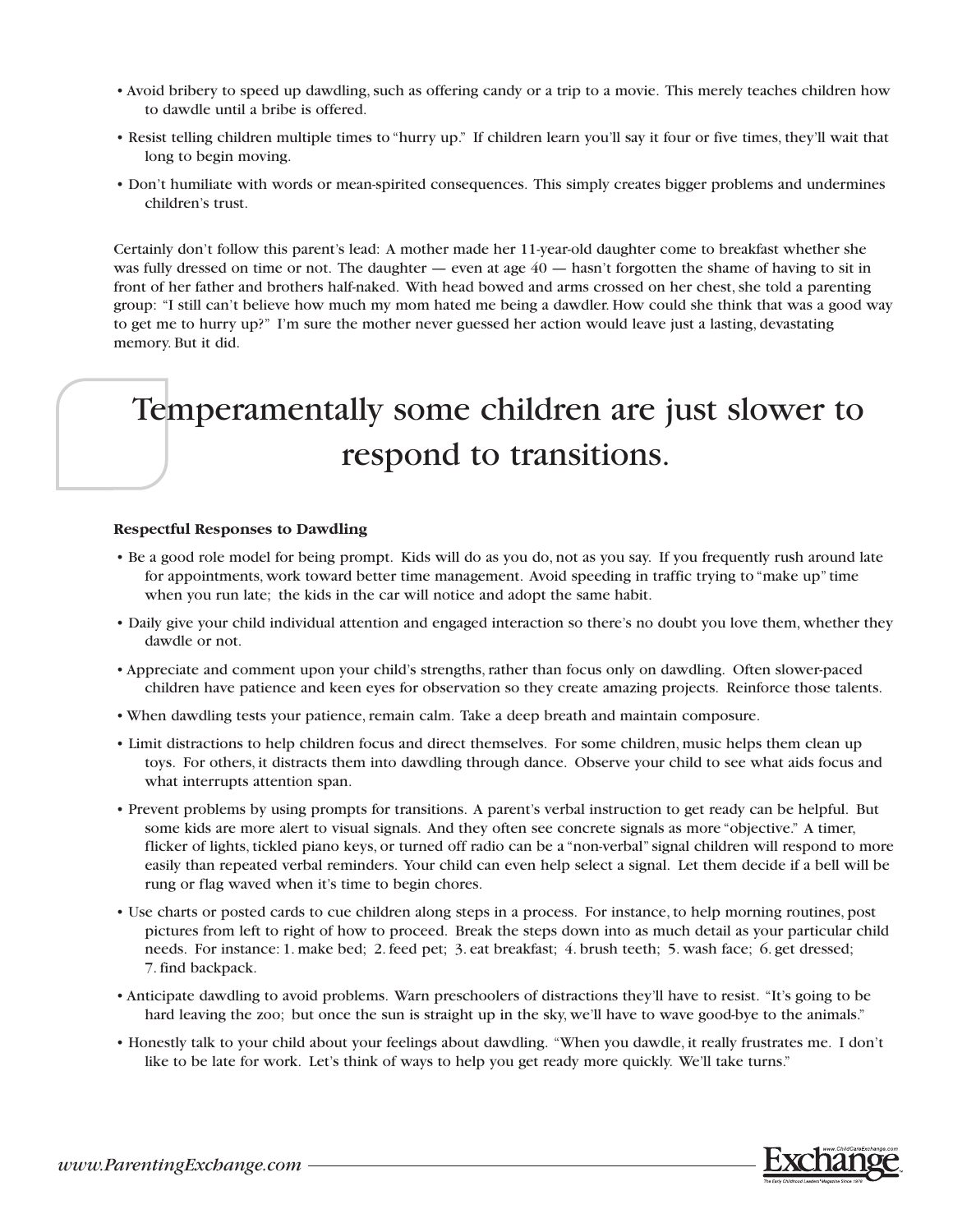- Avoid bribery to speed up dawdling, such as offering candy or a trip to a movie. This merely teaches children how to dawdle until a bribe is offered.
- Resist telling children multiple times to "hurry up." If children learn you'll say it four or five times, they'll wait that long to begin moving.
- Don't humiliate with words or mean-spirited consequences. This simply creates bigger problems and undermines children's trust.

Certainly don't follow this parent's lead: A mother made her 11-year-old daughter come to breakfast whether she was fully dressed on time or not. The daughter — even at age 40 — hasn't forgotten the shame of having to sit in front of her father and brothers half-naked. With head bowed and arms crossed on her chest, she told a parenting group: "I still can't believe how much my mom hated me being a dawdler. How could she think that was a good way to get me to hurry up?" I'm sure the mother never guessed her action would leave just a lasting, devastating memory. But it did.

> Temperamentally some children are just slower to respond to transitions.

**Respectful Responses to Dawdling**

- Be a good role model for being prompt. Kids will do as you do, not as you say. If you frequently rush around late for appointments, work toward better time management. Avoid speeding in traffic trying to "make up" time when you run late; the kids in the car will notice and adopt the same habit.
- Daily give your child individual attention and engaged interaction so there's no doubt you love them, whether they dawdle or not.
- Appreciate and comment upon your child's strengths, rather than focus only on dawdling. Often slower-paced children have patience and keen eyes for observation so they create amazing projects. Reinforce those talents.
- When dawdling tests your patience, remain calm. Take a deep breath and maintain composure.
- Limit distractions to help children focus and direct themselves. For some children, music helps them clean up toys. For others, it distracts them into dawdling through dance. Observe your child to see what aids focus and what interrupts attention span.
- Prevent problems by using prompts for transitions. A parent's verbal instruction to get ready can be helpful. But some kids are more alert to visual signals. And they often see concrete signals as more "objective." A timer, flicker of lights, tickled piano keys, or turned off radio can be a "non-verbal" signal children will respond to more easily than repeated verbal reminders. Your child can even help select a signal. Let them decide if a bell will be rung or flag waved when it's time to begin chores.
- Use charts or posted cards to cue children along steps in a process. For instance, to help morning routines, post pictures from left to right of how to proceed. Break the steps down into as much detail as your particular child needs. For instance: 1. make bed; 2. feed pet; 3. eat breakfast; 4. brush teeth; 5. wash face; 6. get dressed; 7. find backpack.
- Anticipate dawdling to avoid problems. Warn preschoolers of distractions they'll have to resist. "It's going to be hard leaving the zoo; but once the sun is straight up in the sky, we'll have to wave good-bye to the animals."
- Honestly talk to your child about your feelings about dawdling. "When you dawdle, it really frustrates me. I don't like to be late for work. Let's think of ways to help you get ready more quickly. We'll take turns."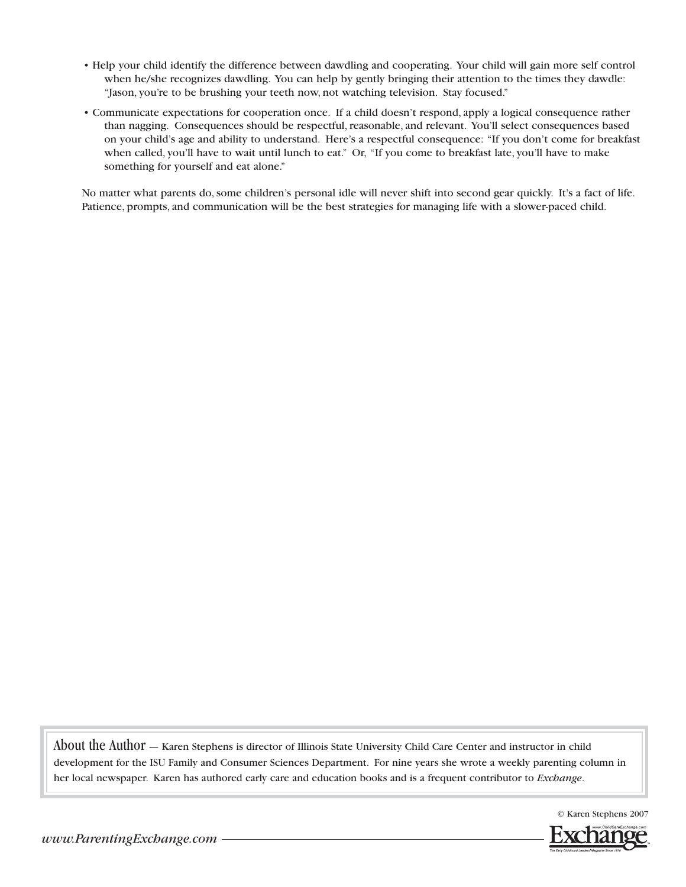- Help your child identify the difference between dawdling and cooperating. Your child will gain more self control when he/she recognizes dawdling. You can help by gently bringing their attention to the times they dawdle: "Jason, you're to be brushing your teeth now, not watching television. Stay focused."
- Communicate expectations for cooperation once. If a child doesn't respond, apply a logical consequence rather than nagging. Consequences should be respectful, reasonable, and relevant. You'll select consequences based on your child's age and ability to understand. Here's a respectful consequence: "If you don't come for breakfast when called, you'll have to wait until lunch to eat." Or, "If you come to breakfast late, you'll have to make something for yourself and eat alone."

No matter what parents do, some children's personal idle will never shift into second gear quickly. It's a fact of life. Patience, prompts, and communication will be the best strategies for managing life with a slower-paced child.

About the Author — Karen Stephens is director of Illinois State University Child Care Center and instructor in child development for the ISU Family and Consumer Sciences Department. For nine years she wrote a weekly parenting column in her local newspaper. Karen has authored early care and education books and is a frequent contributor to *Exchange*.

© Karen Stephens 2007